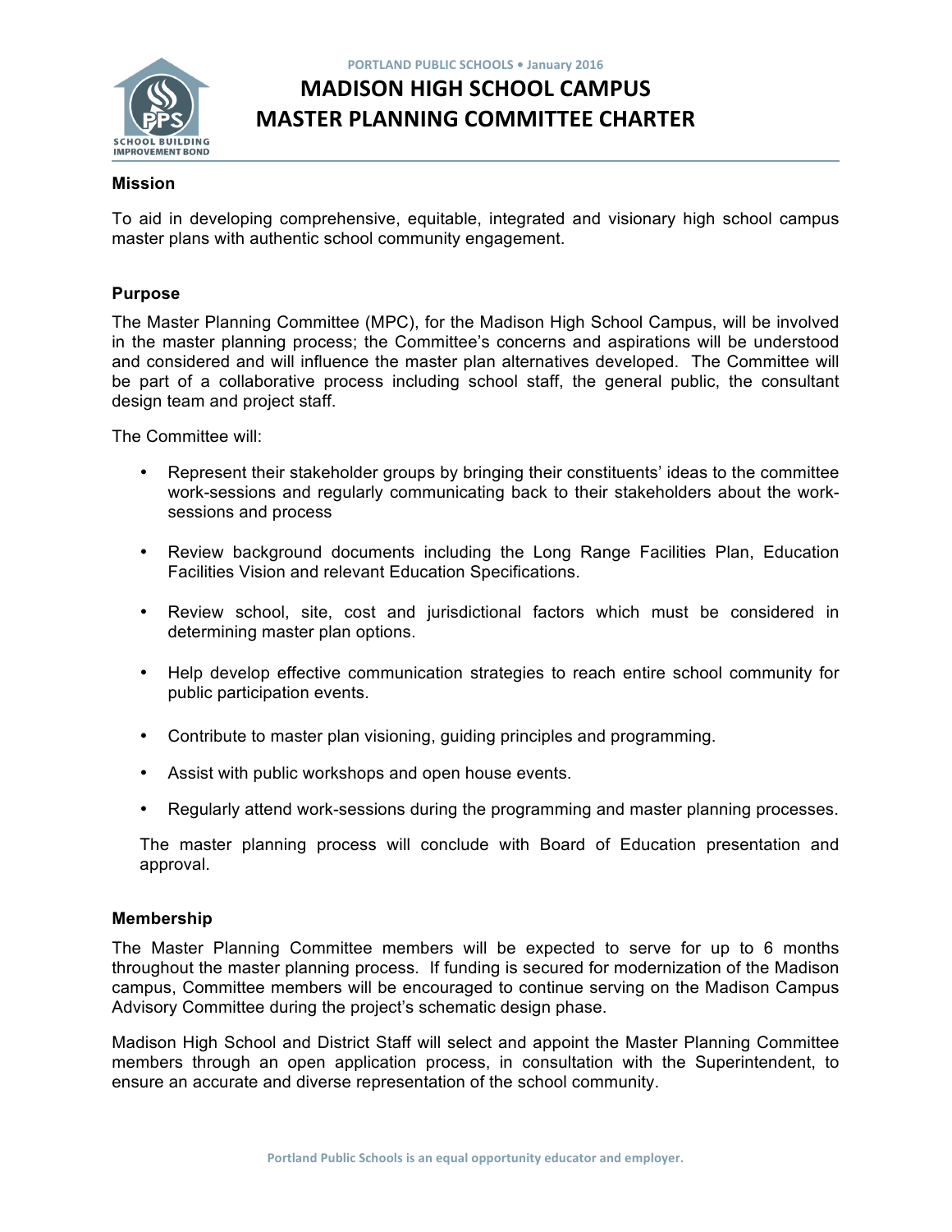PORTLAND PUBLIC SCHOOLS • January 2016

# MADISON HIGH SCHOOL CAMPUS MASTER PLANNING COMMITTEE CHARTER

### Mission

To aid in developing comprehensive, equitable, integrated and visionary high school campus master plans with authentic school community engagement.

### Purpose

The Master Planning Committee (MPC), for the Madison High School Campus, will be involved in the master planning process; the Committee's concerns and aspirations will be understood and considered and will influence the master plan alternatives developed. The Committee will be part of a collaborative process including school staff, the general public, the consultant design team and project staff.

The Committee will:

- Represent their stakeholder groups by bringing their constituents' ideas to the committee work-sessions and regularly communicating back to their stakeholders about the work-sessions and process
- Review background documents including the Long Range Facilities Plan, Education Facilities Vision and relevant Education Specifications.
- Review school, site, cost and jurisdictional factors which must be considered in determining master plan options.
- Help develop effective communication strategies to reach entire school community for public participation events.
- Contribute to master plan visioning, guiding principles and programming.
- Assist with public workshops and open house events.
- Regularly attend work-sessions during the programming and master planning processes.

The master planning process will conclude with Board of Education presentation and approval.

### Membership

The Master Planning Committee members will be expected to serve for up to 6 months throughout the master planning process. If funding is secured for modernization of the Madison campus, Committee members will be encouraged to continue serving on the Madison Campus Advisory Committee during the project's schematic design phase.

Madison High School and District Staff will select and appoint the Master Planning Committee members through an open application process, in consultation with the Superintendent, to ensure an accurate and diverse representation of the school community.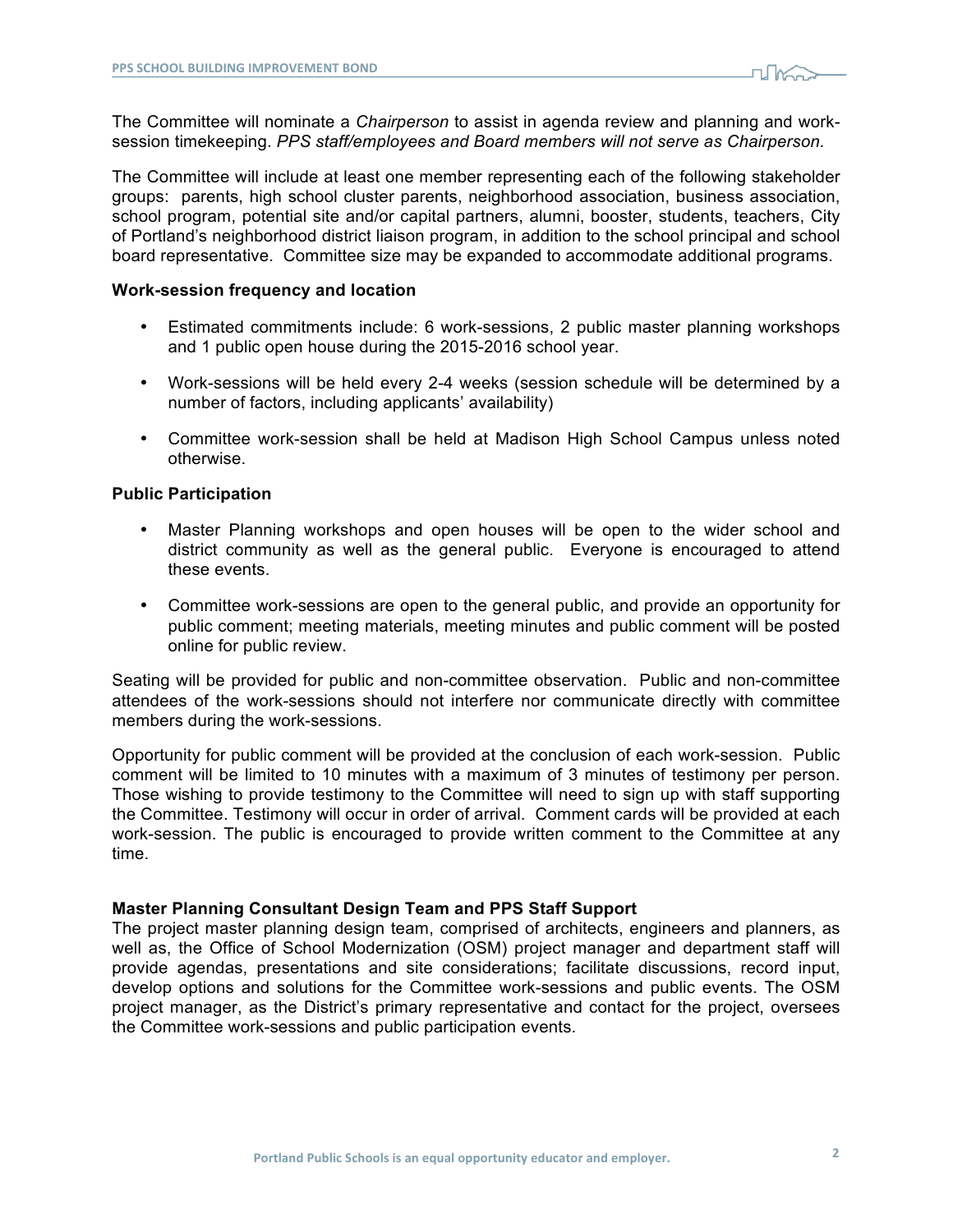The Committee will nominate a *Chairperson* to assist in agenda review and planning and work-session timekeeping. *PPS staff/employees and Board members will not serve as Chairperson.*

The Committee will include at least one member representing each of the following stakeholder groups: parents, high school cluster parents, neighborhood association, business association, school program, potential site and/or capital partners, alumni, booster, students, teachers, City of Portland's neighborhood district liaison program, in addition to the school principal and school board representative. Committee size may be expanded to accommodate additional programs.

**Work-session frequency and location**

- Estimated commitments include: 6 work-sessions, 2 public master planning workshops and 1 public open house during the 2015-2016 school year.
- Work-sessions will be held every 2-4 weeks (session schedule will be determined by a number of factors, including applicants' availability)
- Committee work-session shall be held at Madison High School Campus unless noted otherwise.

**Public Participation**

- Master Planning workshops and open houses will be open to the wider school and district community as well as the general public. Everyone is encouraged to attend these events.
- Committee work-sessions are open to the general public, and provide an opportunity for public comment; meeting materials, meeting minutes and public comment will be posted online for public review.

Seating will be provided for public and non-committee observation. Public and non-committee attendees of the work-sessions should not interfere nor communicate directly with committee members during the work-sessions.

Opportunity for public comment will be provided at the conclusion of each work-session. Public comment will be limited to 10 minutes with a maximum of 3 minutes of testimony per person. Those wishing to provide testimony to the Committee will need to sign up with staff supporting the Committee. Testimony will occur in order of arrival. Comment cards will be provided at each work-session. The public is encouraged to provide written comment to the Committee at any time.

**Master Planning Consultant Design Team and PPS Staff Support**

The project master planning design team, comprised of architects, engineers and planners, as well as, the Office of School Modernization (OSM) project manager and department staff will provide agendas, presentations and site considerations; facilitate discussions, record input, develop options and solutions for the Committee work-sessions and public events. The OSM project manager, as the District's primary representative and contact for the project, oversees the Committee work-sessions and public participation events.